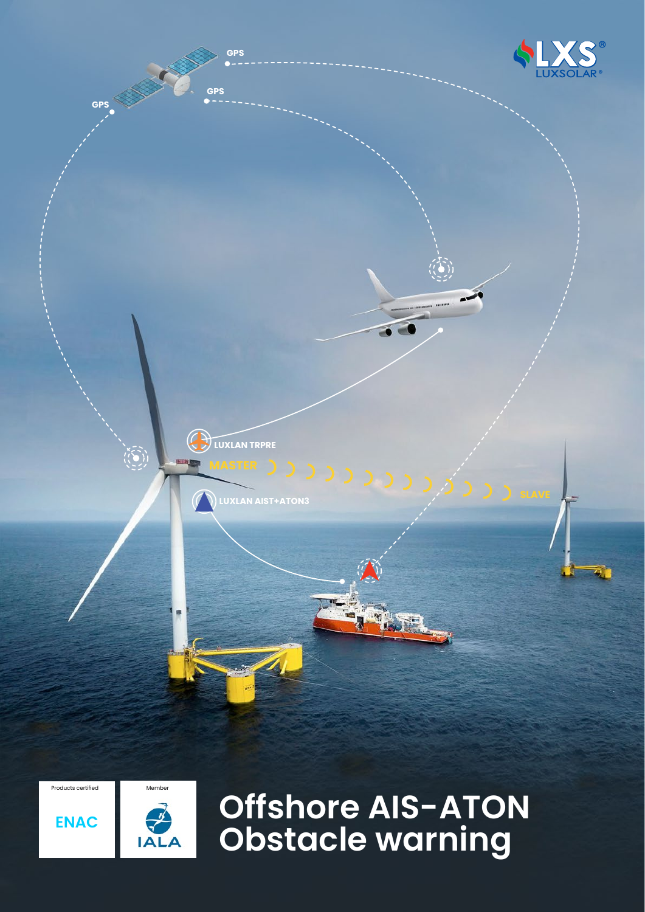LXS®
LUXSOLAR®

GPS

GPS

GPS

LUXLAN TRPRE

MASTER

SLAVE

LUXLAN AIST+ATON3

Products certified

ENAC

Member

IALA

# Offshore AIS-ATON Obstacle warning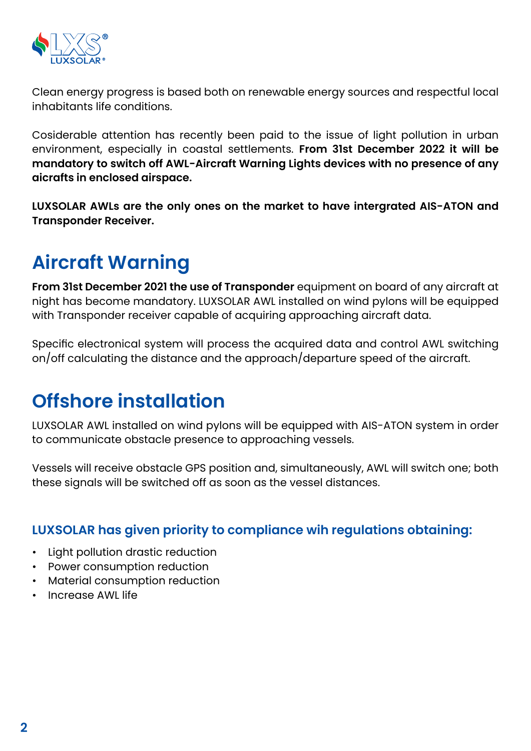Clean energy progress is based both on renewable energy sources and respectful local inhabitants life conditions.

Cosiderable attention has recently been paid to the issue of light pollution in urban environment, especially in coastal settlements. **From 31st December 2022 it will be mandatory to switch off AWL-Aircraft Warning Lights devices with no presence of any aicrafts in enclosed airspace.**

**LUXSOLAR AWLs are the only ones on the market to have intergrated AIS-ATON and Transponder Receiver.**

# Aircraft Warning

**From 31st December 2021 the use of Transponder** equipment on board of any aircraft at night has become mandatory. LUXSOLAR AWL installed on wind pylons will be equipped with Transponder receiver capable of acquiring approaching aircraft data.

Specific electronical system will process the acquired data and control AWL switching on/off calculating the distance and the approach/departure speed of the aircraft.

# Offshore installation

LUXSOLAR AWL installed on wind pylons will be equipped with AIS-ATON system in order to communicate obstacle presence to approaching vessels.

Vessels will receive obstacle GPS position and, simultaneously, AWL will switch one; both these signals will be switched off as soon as the vessel distances.

### LUXSOLAR has given priority to compliance wih regulations obtaining:

- Light pollution drastic reduction
- Power consumption reduction
- Material consumption reduction
- Increase AWL life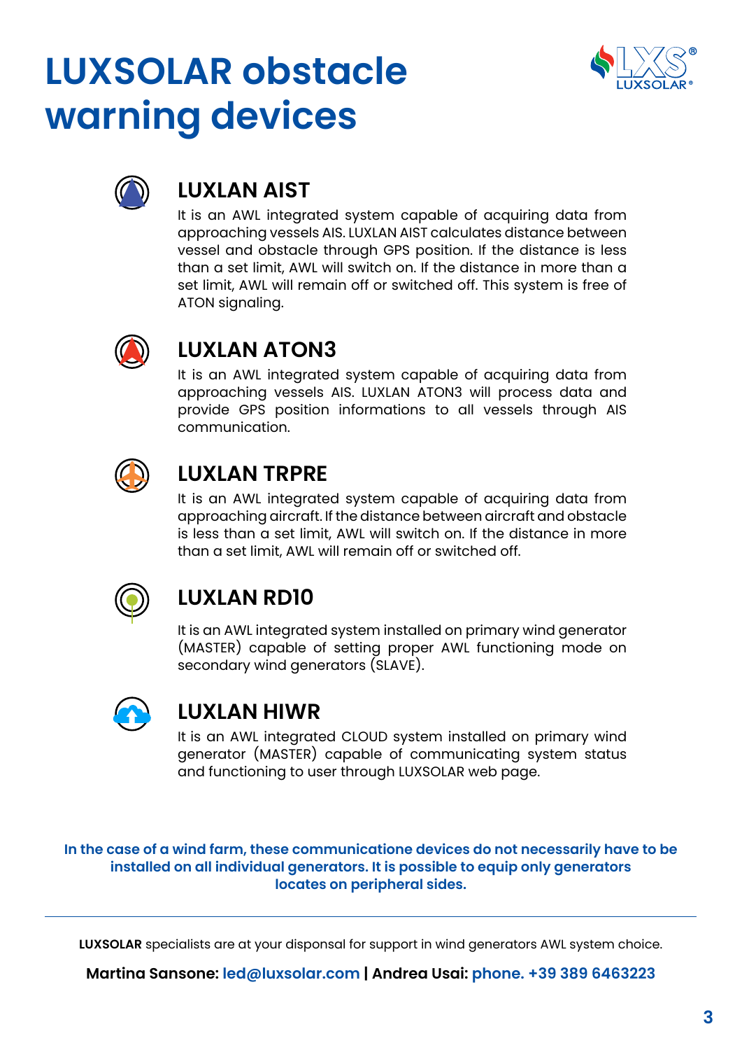# LUXSOLAR obstacle warning devices

## LUXLAN AIST

It is an AWL integrated system capable of acquiring data from approaching vessels AIS. LUXLAN AIST calculates distance between vessel and obstacle through GPS position. If the distance is less than a set limit, AWL will switch on. If the distance in more than a set limit, AWL will remain off or switched off. This system is free of ATON signaling.

## LUXLAN ATON3

It is an AWL integrated system capable of acquiring data from approaching vessels AIS. LUXLAN ATON3 will process data and provide GPS position informations to all vessels through AIS communication.

## LUXLAN TRPRE

It is an AWL integrated system capable of acquiring data from approaching aircraft. If the distance between aircraft and obstacle is less than a set limit, AWL will switch on. If the distance in more than a set limit, AWL will remain off or switched off.

## LUXLAN RD10

It is an AWL integrated system installed on primary wind generator (MASTER) capable of setting proper AWL functioning mode on secondary wind generators (SLAVE).

## LUXLAN HIWR

It is an AWL integrated CLOUD system installed on primary wind generator (MASTER) capable of communicating system status and functioning to user through LUXSOLAR web page.

**In the case of a wind farm, these communicatione devices do not necessarily have to be installed on all individual generators. It is possible to equip only generators locates on peripheral sides.**

---

**LUXSOLAR** specialists are at your disponsal for support in wind generators AWL system choice.

**Martina Sansone: led@luxsolar.com | Andrea Usai: phone. +39 389 6463223**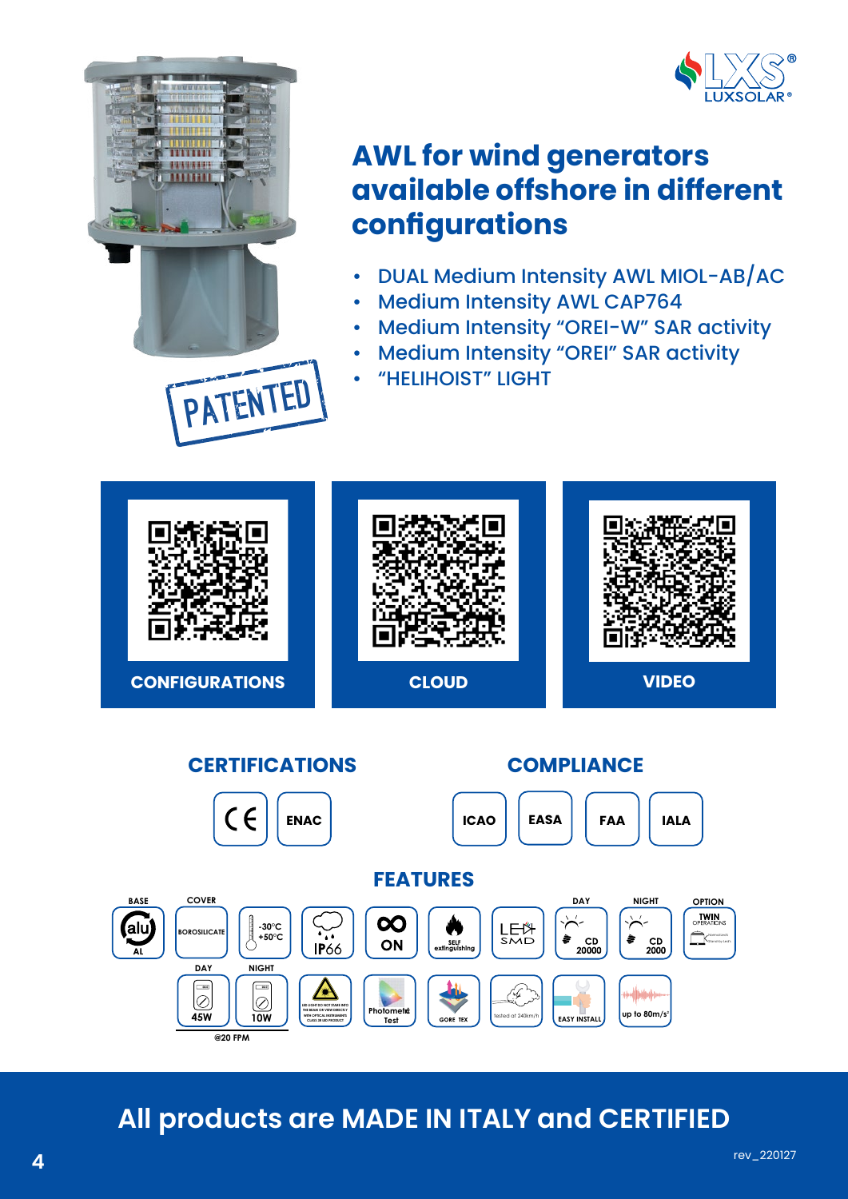LXS® LUXSOLAR®

PATENTED

# AWL for wind generators available offshore in different configurations

- DUAL Medium Intensity AWL MIOL-AB/AC
- Medium Intensity AWL CAP764
- Medium Intensity “OREI-W” SAR activity
- Medium Intensity “OREI” SAR activity
- “HELIHOIST” LIGHT

CONFIGURATIONS

CLOUD

VIDEO

## CERTIFICATIONS

CE

ENAC

## COMPLIANCE

ICAO

EASA

FAA

IALA

## FEATURES

BASE: alu AL

COVER: BOROSILICATE

-30°C +50°C

IP66

ON

SELF extinguishing

LED SMD

DAY: CD 20000

NIGHT: CD 2000

OPTION: TWIN OPERATIONS

DAY: 45W

NIGHT: 10W

@20 FPM

Photometric Test

GORE TEX

tested at 240km/h

EASY INSTALL

up to 80m/s²

## All products are MADE IN ITALY and CERTIFIED

rev_220127